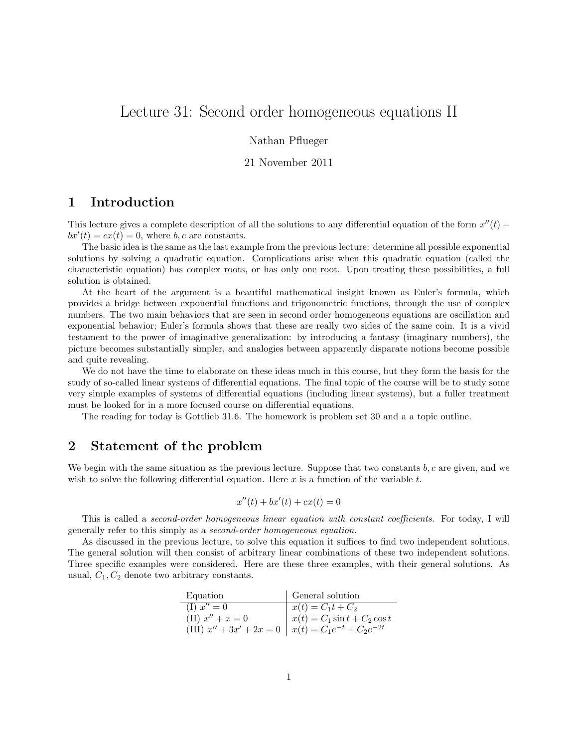# Lecture 31: Second order homogeneous equations II

Nathan Pflueger

21 November 2011

## 1 Introduction

This lecture gives a complete description of all the solutions to any differential equation of the form $x''(t) + bx'(t) = cx(t) = 0$, where $b, c$ are constants.

The basic idea is the same as the last example from the previous lecture: determine all possible exponential solutions by solving a quadratic equation. Complications arise when this quadratic equation (called the characteristic equation) has complex roots, or has only one root. Upon treating these possibilities, a full solution is obtained.

At the heart of the argument is a beautiful mathematical insight known as Euler's formula, which provides a bridge between exponential functions and trigonometric functions, through the use of complex numbers. The two main behaviors that are seen in second order homogeneous equations are oscillation and exponential behavior; Euler's formula shows that these are really two sides of the same coin. It is a vivid testament to the power of imaginative generalization: by introducing a fantasy (imaginary numbers), the picture becomes substantially simpler, and analogies between apparently disparate notions become possible and quite revealing.

We do not have the time to elaborate on these ideas much in this course, but they form the basis for the study of so-called linear systems of differential equations. The final topic of the course will be to study some very simple examples of systems of differential equations (including linear systems), but a fuller treatment must be looked for in a more focused course on differential equations.

The reading for today is Gottlieb 31.6. The homework is problem set 30 and a a topic outline.

## 2 Statement of the problem

We begin with the same situation as the previous lecture. Suppose that two constants $b, c$ are given, and we wish to solve the following differential equation. Here $x$ is a function of the variable $t$.

$$x''(t) + bx'(t) + cx(t) = 0$$

This is called a *second-order homogeneous linear equation with constant coefficients.* For today, I will generally refer to this simply as a *second-order homogeneous equation*.

As discussed in the previous lecture, to solve this equation it suffices to find two independent solutions. The general solution will then consist of arbitrary linear combinations of these two independent solutions. Three specific examples were considered. Here are these three examples, with their general solutions. As usual, $C_1, C_2$ denote two arbitrary constants.

| Equation | General solution |
|---|---|
| (I) $x'' = 0$ | $x(t) = C_1 t + C_2$ |
| (II) $x'' + x = 0$ | $x(t) = C_1 \sin t + C_2 \cos t$ |
| (III) $x'' + 3x' + 2x = 0$ | $x(t) = C_1 e^{-t} + C_2 e^{-2t}$ |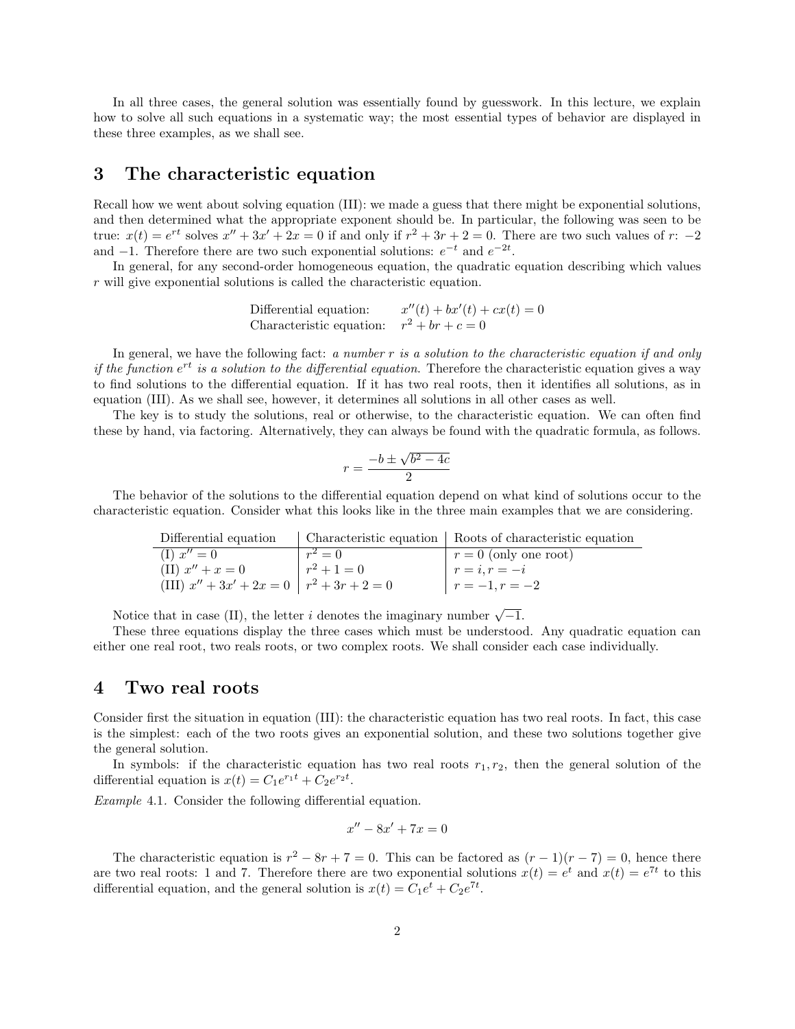In all three cases, the general solution was essentially found by guesswork. In this lecture, we explain how to solve all such equations in a systematic way; the most essential types of behavior are displayed in these three examples, as we shall see.

## 3 The characteristic equation

Recall how we went about solving equation (III): we made a guess that there might be exponential solutions, and then determined what the appropriate exponent should be. In particular, the following was seen to be true: $x(t) = e^{rt}$ solves $x'' + 3x' + 2x = 0$ if and only if $r^2 + 3r + 2 = 0$. There are two such values of $r$: $-2$ and $-1$. Therefore there are two such exponential solutions: $e^{-t}$ and $e^{-2t}$.

In general, for any second-order homogeneous equation, the quadratic equation describing which values $r$ will give exponential solutions is called the characteristic equation.

$$\begin{array}{ll} \text{Differential equation:} & x''(t) + bx'(t) + cx(t) = 0 \\ \text{Characteristic equation:} & r^2 + br + c = 0 \end{array}$$

In general, we have the following fact: *a number $r$ is a solution to the characteristic equation if and only if the function $e^{rt}$ is a solution to the differential equation.* Therefore the characteristic equation gives a way to find solutions to the differential equation. If it has two real roots, then it identifies all solutions, as in equation (III). As we shall see, however, it determines all solutions in all other cases as well.

The key is to study the solutions, real or otherwise, to the characteristic equation. We can often find these by hand, via factoring. Alternatively, they can always be found with the quadratic formula, as follows.

$$r = \frac{-b \pm \sqrt{b^2 - 4c}}{2}$$

The behavior of the solutions to the differential equation depend on what kind of solutions occur to the characteristic equation. Consider what this looks like in the three main examples that we are considering.

| Differential equation | Characteristic equation | Roots of characteristic equation |
|---|---|---|
| (I) $x'' = 0$ | $r^2 = 0$ | $r = 0$ (only one root) |
| (II) $x'' + x = 0$ | $r^2 + 1 = 0$ | $r = i, r = -i$ |
| (III) $x'' + 3x' + 2x = 0$ | $r^2 + 3r + 2 = 0$ | $r = -1, r = -2$ |

Notice that in case (II), the letter $i$ denotes the imaginary number $\sqrt{-1}$.

These three equations display the three cases which must be understood. Any quadratic equation can either one real root, two reals roots, or two complex roots. We shall consider each case individually.

## 4 Two real roots

Consider first the situation in equation (III): the characteristic equation has two real roots. In fact, this case is the simplest: each of the two roots gives an exponential solution, and these two solutions together give the general solution.

In symbols: if the characteristic equation has two real roots $r_1, r_2$, then the general solution of the differential equation is $x(t) = C_1 e^{r_1 t} + C_2 e^{r_2 t}$.

*Example* 4.1. Consider the following differential equation.

$$x'' - 8x' + 7x = 0$$

The characteristic equation is $r^2 - 8r + 7 = 0$. This can be factored as $(r - 1)(r - 7) = 0$, hence there are two real roots: 1 and 7. Therefore there are two exponential solutions $x(t) = e^t$ and $x(t) = e^{7t}$ to this differential equation, and the general solution is $x(t) = C_1 e^t + C_2 e^{7t}$.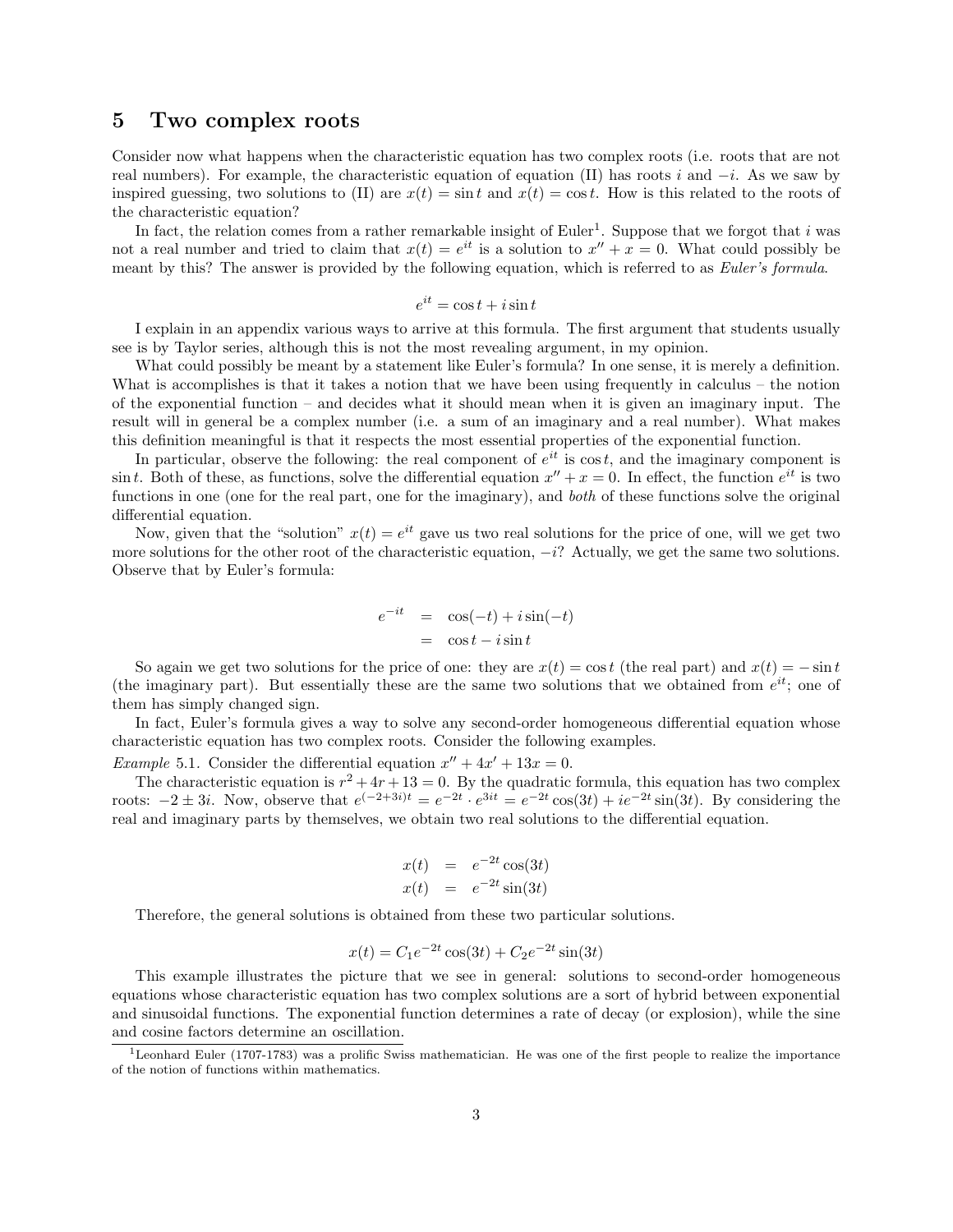## 5 Two complex roots

Consider now what happens when the characteristic equation has two complex roots (i.e. roots that are not real numbers). For example, the characteristic equation of equation (II) has roots $i$ and $-i$. As we saw by inspired guessing, two solutions to (II) are $x(t) = \sin t$ and $x(t) = \cos t$. How is this related to the roots of the characteristic equation?

In fact, the relation comes from a rather remarkable insight of Euler[1]. Suppose that we forgot that $i$ was not a real number and tried to claim that $x(t) = e^{it}$ is a solution to $x'' + x = 0$. What could possibly be meant by this? The answer is provided by the following equation, which is referred to as *Euler's formula*.

$$e^{it} = \cos t + i \sin t$$

I explain in an appendix various ways to arrive at this formula. The first argument that students usually see is by Taylor series, although this is not the most revealing argument, in my opinion.

What could possibly be meant by a statement like Euler's formula? In one sense, it is merely a definition. What is accomplishes is that it takes a notion that we have been using frequently in calculus – the notion of the exponential function – and decides what it should mean when it is given an imaginary input. The result will in general be a complex number (i.e. a sum of an imaginary and a real number). What makes this definition meaningful is that it respects the most essential properties of the exponential function.

In particular, observe the following: the real component of $e^{it}$ is $\cos t$, and the imaginary component is $\sin t$. Both of these, as functions, solve the differential equation $x'' + x = 0$. In effect, the function $e^{it}$ is two functions in one (one for the real part, one for the imaginary), and *both* of these functions solve the original differential equation.

Now, given that the "solution" $x(t) = e^{it}$ gave us two real solutions for the price of one, will we get two more solutions for the other root of the characteristic equation, $-i$? Actually, we get the same two solutions. Observe that by Euler's formula:

$$\begin{aligned} e^{-it} &= \cos(-t) + i \sin(-t) \\ &= \cos t - i \sin t \end{aligned}$$

So again we get two solutions for the price of one: they are $x(t) = \cos t$ (the real part) and $x(t) = -\sin t$ (the imaginary part). But essentially these are the same two solutions that we obtained from $e^{it}$; one of them has simply changed sign.

In fact, Euler's formula gives a way to solve any second-order homogeneous differential equation whose characteristic equation has two complex roots. Consider the following examples.

*Example* 5.1. Consider the differential equation $x'' + 4x' + 13x = 0$.

The characteristic equation is $r^2 + 4r + 13 = 0$. By the quadratic formula, this equation has two complex roots: $-2 \pm 3i$. Now, observe that $e^{(-2+3i)t} = e^{-2t} \cdot e^{3it} = e^{-2t}\cos(3t) + ie^{-2t}\sin(3t)$. By considering the real and imaginary parts by themselves, we obtain two real solutions to the differential equation.

$$\begin{aligned} x(t) &= e^{-2t}\cos(3t) \\ x(t) &= e^{-2t}\sin(3t) \end{aligned}$$

Therefore, the general solutions is obtained from these two particular solutions.

$$x(t) = C_1 e^{-2t}\cos(3t) + C_2 e^{-2t}\sin(3t)$$

This example illustrates the picture that we see in general: solutions to second-order homogeneous equations whose characteristic equation has two complex solutions are a sort of hybrid between exponential and sinusoidal functions. The exponential function determines a rate of decay (or explosion), while the sine and cosine factors determine an oscillation.

[1] Leonhard Euler (1707-1783) was a prolific Swiss mathematician. He was one of the first people to realize the importance of the notion of functions within mathematics.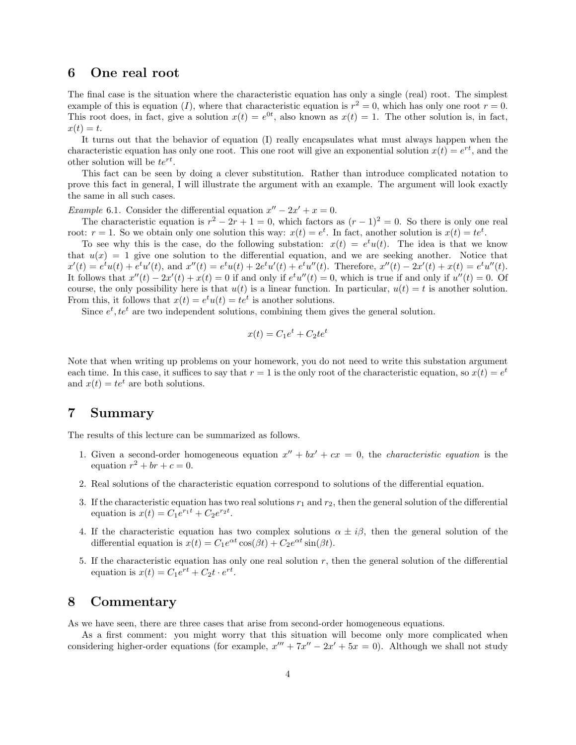## 6 One real root

The final case is the situation where the characteristic equation has only a single (real) root. The simplest example of this is equation $(I)$, where that characteristic equation is $r^2 = 0$, which has only one root $r = 0$. This root does, in fact, give a solution $x(t) = e^{0t}$, also known as $x(t) = 1$. The other solution is, in fact, $x(t) = t$.

It turns out that the behavior of equation (I) really encapsulates what must always happen when the characteristic equation has only one root. This one root will give an exponential solution $x(t) = e^{rt}$, and the other solution will be $te^{rt}$.

This fact can be seen by doing a clever substitution. Rather than introduce complicated notation to prove this fact in general, I will illustrate the argument with an example. The argument will look exactly the same in all such cases.

*Example* 6.1. Consider the differential equation $x'' - 2x' + x = 0$.

The characteristic equation is $r^2 - 2r + 1 = 0$, which factors as $(r - 1)^2 = 0$. So there is only one real root: $r = 1$. So we obtain only one solution this way: $x(t) = e^t$. In fact, another solution is $x(t) = te^t$.

To see why this is the case, do the following substation: $x(t) = e^t u(t)$. The idea is that we know that $u(x) = 1$ give one solution to the differential equation, and we are seeking another. Notice that $x'(t) = e^t u(t) + e^t u'(t)$, and $x''(t) = e^t u(t) + 2e^t u'(t) + e^t u''(t)$. Therefore, $x''(t) - 2x'(t) + x(t) = e^t u''(t)$. It follows that $x''(t) - 2x'(t) + x(t) = 0$ if and only if $e^t u''(t) = 0$, which is true if and only if $u''(t) = 0$. Of course, the only possibility here is that $u(t)$ is a linear function. In particular, $u(t) = t$ is another solution. From this, it follows that $x(t) = e^t u(t) = te^t$ is another solutions.

Since $e^t, te^t$ are two independent solutions, combining them gives the general solution.

$$x(t) = C_1 e^t + C_2 te^t$$

Note that when writing up problems on your homework, you do not need to write this substation argument each time. In this case, it suffices to say that $r = 1$ is the only root of the characteristic equation, so $x(t) = e^t$ and $x(t) = te^t$ are both solutions.

## 7 Summary

The results of this lecture can be summarized as follows.

1. Given a second-order homogeneous equation $x'' + bx' + cx = 0$, the *characteristic equation* is the equation $r^2 + br + c = 0$.
2. Real solutions of the characteristic equation correspond to solutions of the differential equation.
3. If the characteristic equation has two real solutions $r_1$ and $r_2$, then the general solution of the differential equation is $x(t) = C_1 e^{r_1 t} + C_2 e^{r_2 t}$.
4. If the characteristic equation has two complex solutions $\alpha \pm i\beta$, then the general solution of the differential equation is $x(t) = C_1 e^{\alpha t} \cos(\beta t) + C_2 e^{\alpha t} \sin(\beta t)$.
5. If the characteristic equation has only one real solution $r$, then the general solution of the differential equation is $x(t) = C_1 e^{rt} + C_2 t \cdot e^{rt}$.

## 8 Commentary

As we have seen, there are three cases that arise from second-order homogeneous equations.

As a first comment: you might worry that this situation will become only more complicated when considering higher-order equations (for example, $x''' + 7x'' - 2x' + 5x = 0$). Although we shall not study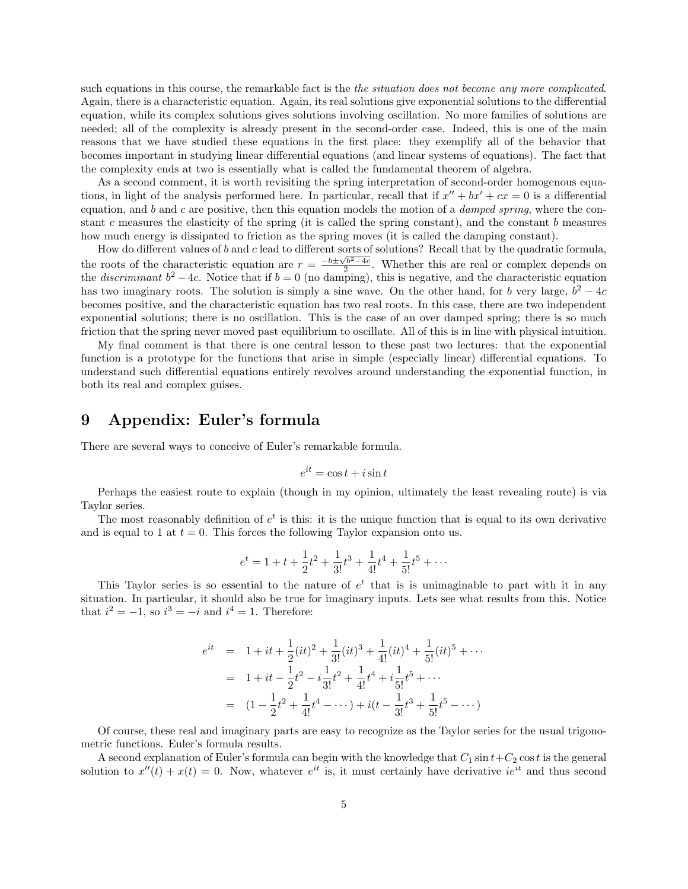such equations in this course, the remarkable fact is the *the situation does not become any more complicated*. Again, there is a characteristic equation. Again, its real solutions give exponential solutions to the differential equation, while its complex solutions gives solutions involving oscillation. No more families of solutions are needed; all of the complexity is already present in the second-order case. Indeed, this is one of the main reasons that we have studied these equations in the first place: they exemplify all of the behavior that becomes important in studying linear differential equations (and linear systems of equations). The fact that the complexity ends at two is essentially what is called the fundamental theorem of algebra.

As a second comment, it is worth revisiting the spring interpretation of second-order homogenous equations, in light of the analysis performed here. In particular, recall that if $x'' + bx' + cx = 0$ is a differential equation, and $b$ and $c$ are positive, then this equation models the motion of a *damped spring*, where the constant $c$ measures the elasticity of the spring (it is called the spring constant), and the constant $b$ measures how much energy is dissipated to friction as the spring moves (it is called the damping constant).

How do different values of $b$ and $c$ lead to different sorts of solutions? Recall that by the quadratic formula, the roots of the characteristic equation are $r = \frac{-b \pm \sqrt{b^2 - 4c}}{2}$. Whether this are real or complex depends on the *discriminant* $b^2 - 4c$. Notice that if $b = 0$ (no damping), this is negative, and the characteristic equation has two imaginary roots. The solution is simply a sine wave. On the other hand, for $b$ very large, $b^2 - 4c$ becomes positive, and the characteristic equation has two real roots. In this case, there are two independent exponential solutions; there is no oscillation. This is the case of an over damped spring; there is so much friction that the spring never moved past equilibrium to oscillate. All of this is in line with physical intuition.

My final comment is that there is one central lesson to these past two lectures: that the exponential function is a prototype for the functions that arise in simple (especially linear) differential equations. To understand such differential equations entirely revolves around understanding the exponential function, in both its real and complex guises.

# 9 Appendix: Euler's formula

There are several ways to conceive of Euler's remarkable formula.

$$e^{it} = \cos t + i \sin t$$

Perhaps the easiest route to explain (though in my opinion, ultimately the least revealing route) is via Taylor series.

The most reasonably definition of $e^t$ is this: it is the unique function that is equal to its own derivative and is equal to 1 at $t = 0$. This forces the following Taylor expansion onto us.

$$e^t = 1 + t + \frac{1}{2}t^2 + \frac{1}{3!}t^3 + \frac{1}{4!}t^4 + \frac{1}{5!}t^5 + \cdots$$

This Taylor series is so essential to the nature of $e^t$ that is is unimaginable to part with it in any situation. In particular, it should also be true for imaginary inputs. Lets see what results from this. Notice that $i^2 = -1$, so $i^3 = -i$ and $i^4 = 1$. Therefore:

$$\begin{aligned}
e^{it} &= 1 + it + \frac{1}{2}(it)^2 + \frac{1}{3!}(it)^3 + \frac{1}{4!}(it)^4 + \frac{1}{5!}(it)^5 + \cdots \\
&= 1 + it - \frac{1}{2}t^2 - i\frac{1}{3!}t^2 + \frac{1}{4!}t^4 + i\frac{1}{5!}t^5 + \cdots \\
&= (1 - \frac{1}{2}t^2 + \frac{1}{4!}t^4 - \cdots) + i(t - \frac{1}{3!}t^3 + \frac{1}{5!}t^5 - \cdots)
\end{aligned}$$

Of course, these real and imaginary parts are easy to recognize as the Taylor series for the usual trigonometric functions. Euler's formula results.

A second explanation of Euler's formula can begin with the knowledge that $C_1 \sin t + C_2 \cos t$ is the general solution to $x''(t) + x(t) = 0$. Now, whatever $e^{it}$ is, it must certainly have derivative $ie^{it}$ and thus second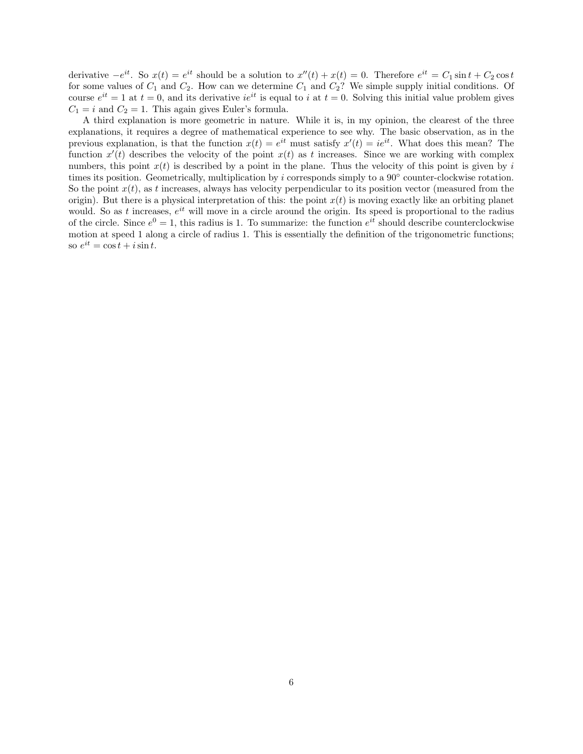derivative $-e^{it}$. So $x(t) = e^{it}$ should be a solution to $x''(t) + x(t) = 0$. Therefore $e^{it} = C_1 \sin t + C_2 \cos t$ for some values of $C_1$ and $C_2$. How can we determine $C_1$ and $C_2$? We simple supply initial conditions. Of course $e^{it} = 1$ at $t = 0$, and its derivative $ie^{it}$ is equal to $i$ at $t = 0$. Solving this initial value problem gives $C_1 = i$ and $C_2 = 1$. This again gives Euler's formula.

A third explanation is more geometric in nature. While it is, in my opinion, the clearest of the three explanations, it requires a degree of mathematical experience to see why. The basic observation, as in the previous explanation, is that the function $x(t) = e^{it}$ must satisfy $x'(t) = ie^{it}$. What does this mean? The function $x'(t)$ describes the velocity of the point $x(t)$ as $t$ increases. Since we are working with complex numbers, this point $x(t)$ is described by a point in the plane. Thus the velocity of this point is given by $i$ times its position. Geometrically, multiplication by $i$ corresponds simply to a $90°$ counter-clockwise rotation. So the point $x(t)$, as $t$ increases, always has velocity perpendicular to its position vector (measured from the origin). But there is a physical interpretation of this: the point $x(t)$ is moving exactly like an orbiting planet would. So as $t$ increases, $e^{it}$ will move in a circle around the origin. Its speed is proportional to the radius of the circle. Since $e^0 = 1$, this radius is 1. To summarize: the function $e^{it}$ should describe counterclockwise motion at speed 1 along a circle of radius 1. This is essentially the definition of the trigonometric functions; so $e^{it} = \cos t + i \sin t$.